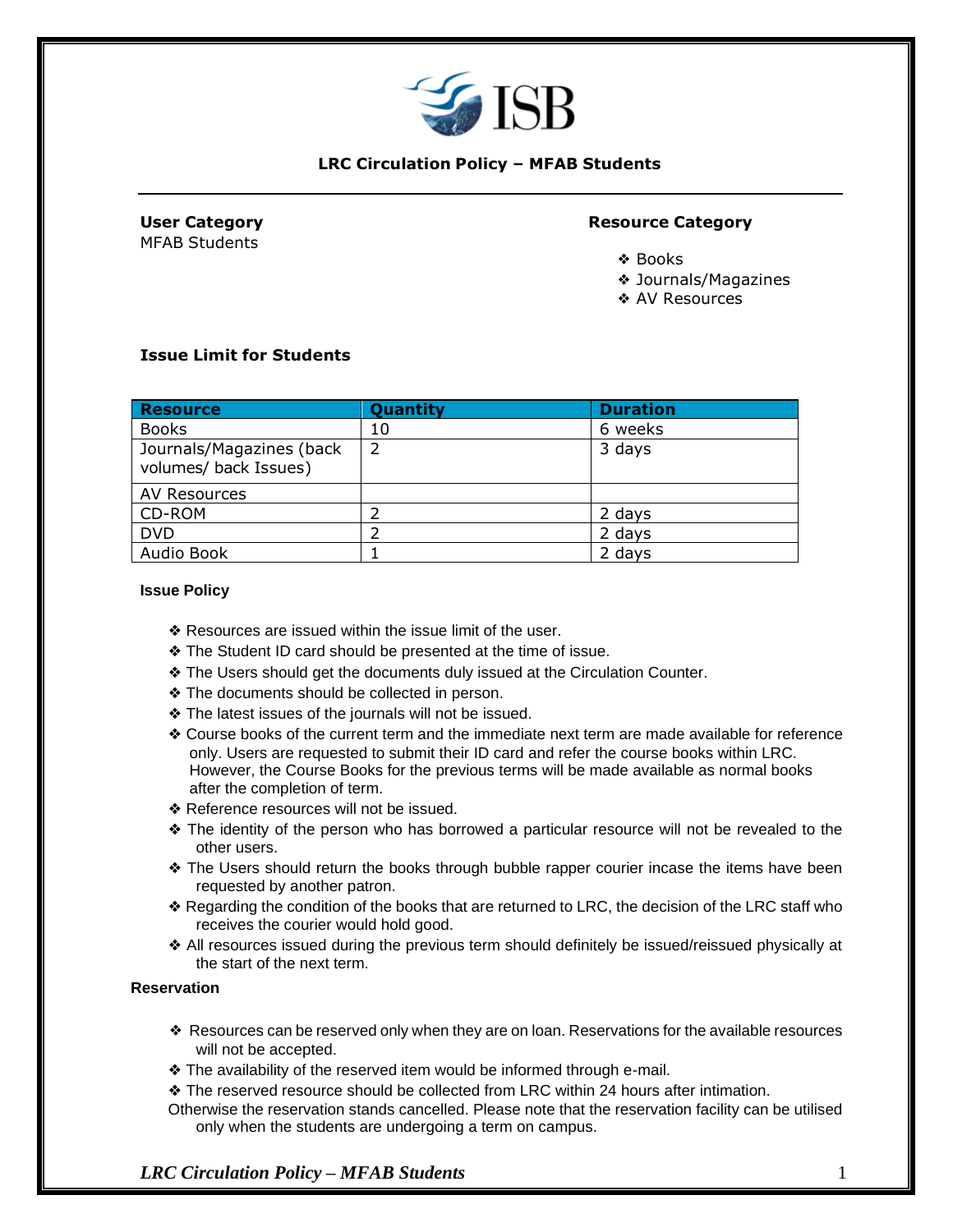ISB

## LRC Circulation Policy – MFAB Students

**User Category**
MFAB Students

**Resource Category**

- Books
- Journals/Magazines
- AV Resources

### Issue Limit for Students

| Resource | Quantity | Duration |
|---|---|---|
| Books | 10 | 6 weeks |
| Journals/Magazines (back volumes/ back Issues) | 2 | 3 days |
| AV Resources | | |
| CD-ROM | 2 | 2 days |
| DVD | 2 | 2 days |
| Audio Book | 1 | 2 days |

### Issue Policy

- Resources are issued within the issue limit of the user.
- The Student ID card should be presented at the time of issue.
- The Users should get the documents duly issued at the Circulation Counter.
- The documents should be collected in person.
- The latest issues of the journals will not be issued.
- Course books of the current term and the immediate next term are made available for reference only. Users are requested to submit their ID card and refer the course books within LRC. However, the Course Books for the previous terms will be made available as normal books after the completion of term.
- Reference resources will not be issued.
- The identity of the person who has borrowed a particular resource will not be revealed to the other users.
- The Users should return the books through bubble rapper courier incase the items have been requested by another patron.
- Regarding the condition of the books that are returned to LRC, the decision of the LRC staff who receives the courier would hold good.
- All resources issued during the previous term should definitely be issued/reissued physically at the start of the next term.

### Reservation

- Resources can be reserved only when they are on loan. Reservations for the available resources will not be accepted.
- The availability of the reserved item would be informed through e-mail.
- The reserved resource should be collected from LRC within 24 hours after intimation.

Otherwise the reservation stands cancelled. Please note that the reservation facility can be utilised only when the students are undergoing a term on campus.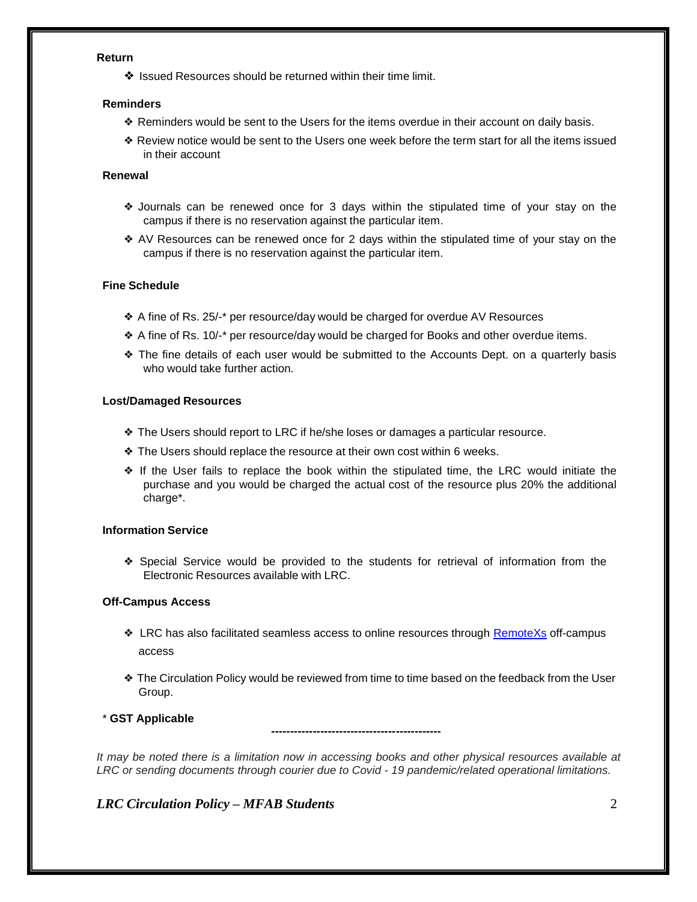**Return**

- Issued Resources should be returned within their time limit.

**Reminders**

- Reminders would be sent to the Users for the items overdue in their account on daily basis.
- Review notice would be sent to the Users one week before the term start for all the items issued in their account

**Renewal**

- Journals can be renewed once for 3 days within the stipulated time of your stay on the campus if there is no reservation against the particular item.
- AV Resources can be renewed once for 2 days within the stipulated time of your stay on the campus if there is no reservation against the particular item.

**Fine Schedule**

- A fine of Rs. 25/-* per resource/day would be charged for overdue AV Resources
- A fine of Rs. 10/-* per resource/day would be charged for Books and other overdue items.
- The fine details of each user would be submitted to the Accounts Dept. on a quarterly basis who would take further action.

**Lost/Damaged Resources**

- The Users should report to LRC if he/she loses or damages a particular resource.
- The Users should replace the resource at their own cost within 6 weeks.
- If the User fails to replace the book within the stipulated time, the LRC would initiate the purchase and you would be charged the actual cost of the resource plus 20% the additional charge*.

**Information Service**

- Special Service would be provided to the students for retrieval of information from the Electronic Resources available with LRC.

**Off-Campus Access**

- LRC has also facilitated seamless access to online resources through RemoteXs off-campus access
- The Circulation Policy would be reviewed from time to time based on the feedback from the User Group.

\* **GST Applicable**

---

*It may be noted there is a limitation now in accessing books and other physical resources available at LRC or sending documents through courier due to Covid - 19 pandemic/related operational limitations.*